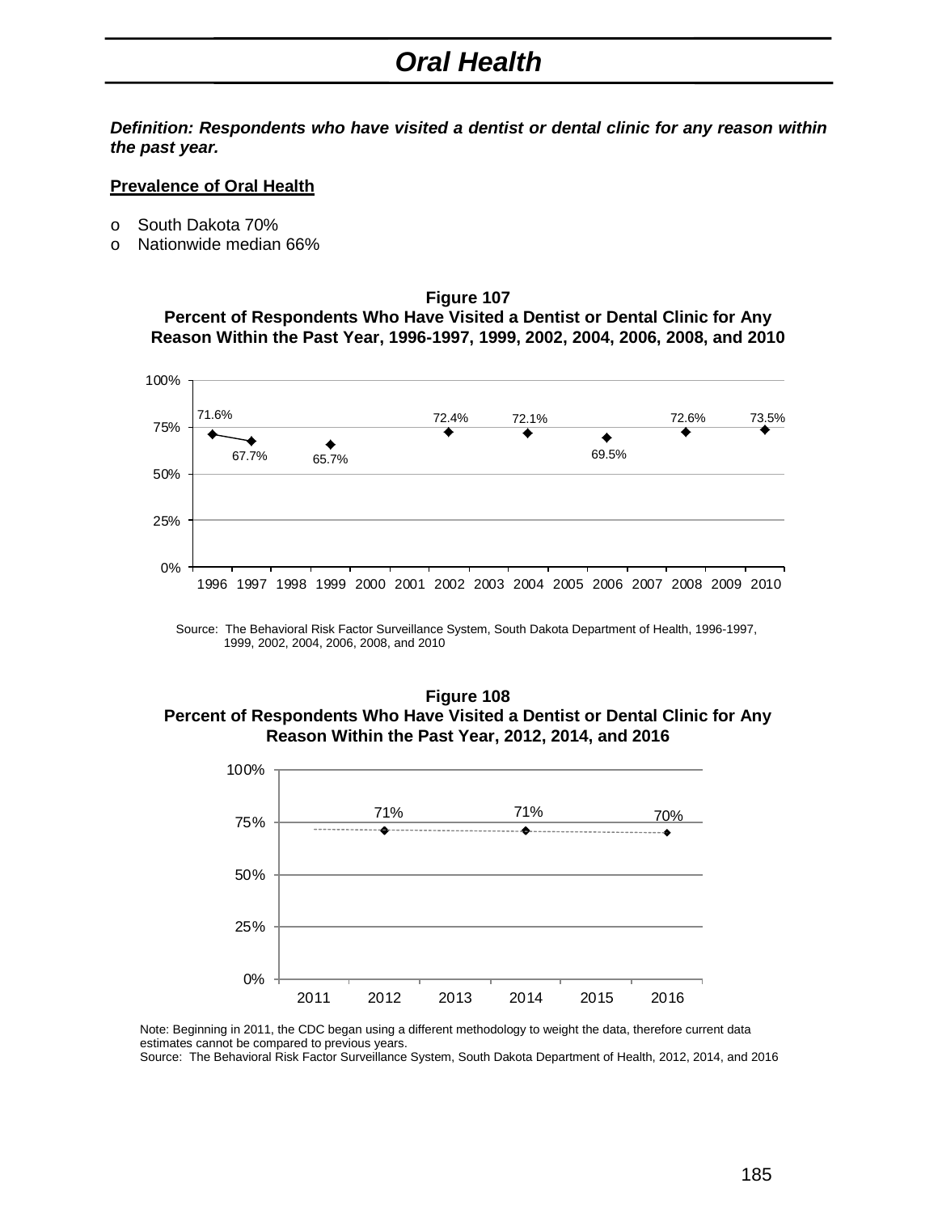# Oral Health

***Definition: Respondents who have visited a dentist or dental clinic for any reason within the past year.***

**<u>Prevalence of Oral Health</u>**

- South Dakota 70%
- Nationwide median 66%

**Figure 107**
**Percent of Respondents Who Have Visited a Dentist or Dental Clinic for Any Reason Within the Past Year, 1996-1997, 1999, 2002, 2004, 2006, 2008, and 2010**

| Year | Percent |
|---|---|
| 1996 | 71.6% |
| 1997 | 67.7% |
| 1999 | 65.7% |
| 2002 | 72.4% |
| 2004 | 72.1% |
| 2006 | 69.5% |
| 2008 | 72.6% |
| 2010 | 73.5% |

Source: The Behavioral Risk Factor Surveillance System, South Dakota Department of Health, 1996-1997, 1999, 2002, 2004, 2006, 2008, and 2010

**Figure 108**
**Percent of Respondents Who Have Visited a Dentist or Dental Clinic for Any Reason Within the Past Year, 2012, 2014, and 2016**

| Year | Percent |
|---|---|
| 2012 | 71% |
| 2014 | 71% |
| 2016 | 70% |

Note: Beginning in 2011, the CDC began using a different methodology to weight the data, therefore current data estimates cannot be compared to previous years.
Source: The Behavioral Risk Factor Surveillance System, South Dakota Department of Health, 2012, 2014, and 2016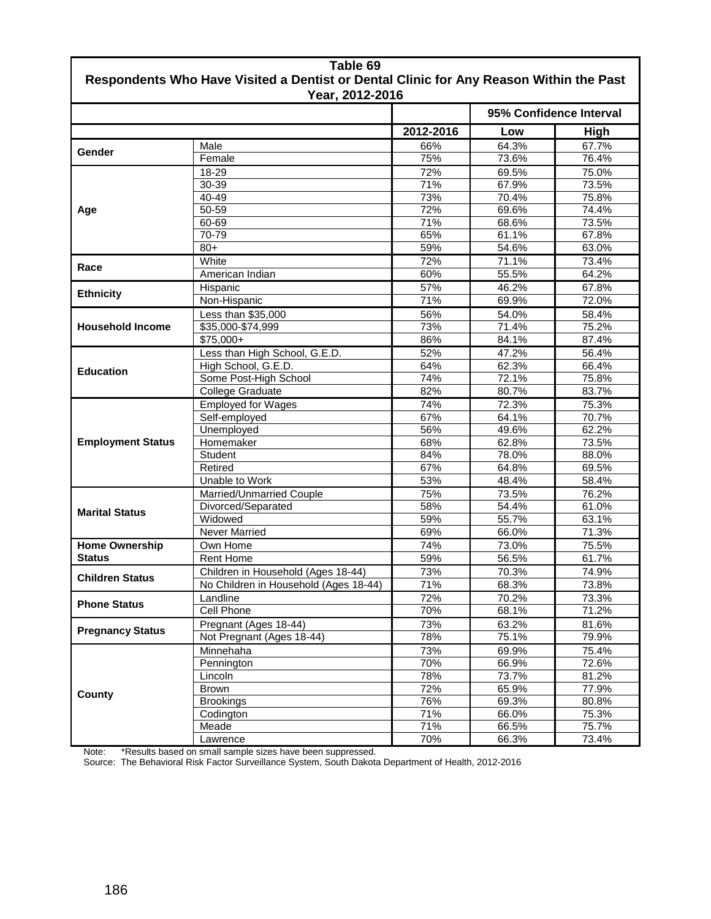**Table 69**
**Respondents Who Have Visited a Dentist or Dental Clinic for Any Reason Within the Past Year, 2012-2016**

| | | | 95% Confidence Interval | |
|---|---|---|---|---|
| | | **2012-2016** | **Low** | **High** |
| **Gender** | Male | 66% | 64.3% | 67.7% |
| | Female | 75% | 73.6% | 76.4% |
| **Age** | 18-29 | 72% | 69.5% | 75.0% |
| | 30-39 | 71% | 67.9% | 73.5% |
| | 40-49 | 73% | 70.4% | 75.8% |
| | 50-59 | 72% | 69.6% | 74.4% |
| | 60-69 | 71% | 68.6% | 73.5% |
| | 70-79 | 65% | 61.1% | 67.8% |
| | 80+ | 59% | 54.6% | 63.0% |
| **Race** | White | 72% | 71.1% | 73.4% |
| | American Indian | 60% | 55.5% | 64.2% |
| **Ethnicity** | Hispanic | 57% | 46.2% | 67.8% |
| | Non-Hispanic | 71% | 69.9% | 72.0% |
| **Household Income** | Less than $35,000 | 56% | 54.0% | 58.4% |
| | $35,000-$74,999 | 73% | 71.4% | 75.2% |
| | $75,000+ | 86% | 84.1% | 87.4% |
| **Education** | Less than High School, G.E.D. | 52% | 47.2% | 56.4% |
| | High School, G.E.D. | 64% | 62.3% | 66.4% |
| | Some Post-High School | 74% | 72.1% | 75.8% |
| | College Graduate | 82% | 80.7% | 83.7% |
| **Employment Status** | Employed for Wages | 74% | 72.3% | 75.3% |
| | Self-employed | 67% | 64.1% | 70.7% |
| | Unemployed | 56% | 49.6% | 62.2% |
| | Homemaker | 68% | 62.8% | 73.5% |
| | Student | 84% | 78.0% | 88.0% |
| | Retired | 67% | 64.8% | 69.5% |
| | Unable to Work | 53% | 48.4% | 58.4% |
| **Marital Status** | Married/Unmarried Couple | 75% | 73.5% | 76.2% |
| | Divorced/Separated | 58% | 54.4% | 61.0% |
| | Widowed | 59% | 55.7% | 63.1% |
| | Never Married | 69% | 66.0% | 71.3% |
| **Home Ownership Status** | Own Home | 74% | 73.0% | 75.5% |
| | Rent Home | 59% | 56.5% | 61.7% |
| **Children Status** | Children in Household (Ages 18-44) | 73% | 70.3% | 74.9% |
| | No Children in Household (Ages 18-44) | 71% | 68.3% | 73.8% |
| **Phone Status** | Landline | 72% | 70.2% | 73.3% |
| | Cell Phone | 70% | 68.1% | 71.2% |
| **Pregnancy Status** | Pregnant (Ages 18-44) | 73% | 63.2% | 81.6% |
| | Not Pregnant (Ages 18-44) | 78% | 75.1% | 79.9% |
| **County** | Minnehaha | 73% | 69.9% | 75.4% |
| | Pennington | 70% | 66.9% | 72.6% |
| | Lincoln | 78% | 73.7% | 81.2% |
| | Brown | 72% | 65.9% | 77.9% |
| | Brookings | 76% | 69.3% | 80.8% |
| | Codington | 71% | 66.0% | 75.3% |
| | Meade | 71% | 66.5% | 75.7% |
| | Lawrence | 70% | 66.3% | 73.4% |

Note: *Results based on small sample sizes have been suppressed.
Source: The Behavioral Risk Factor Surveillance System, South Dakota Department of Health, 2012-2016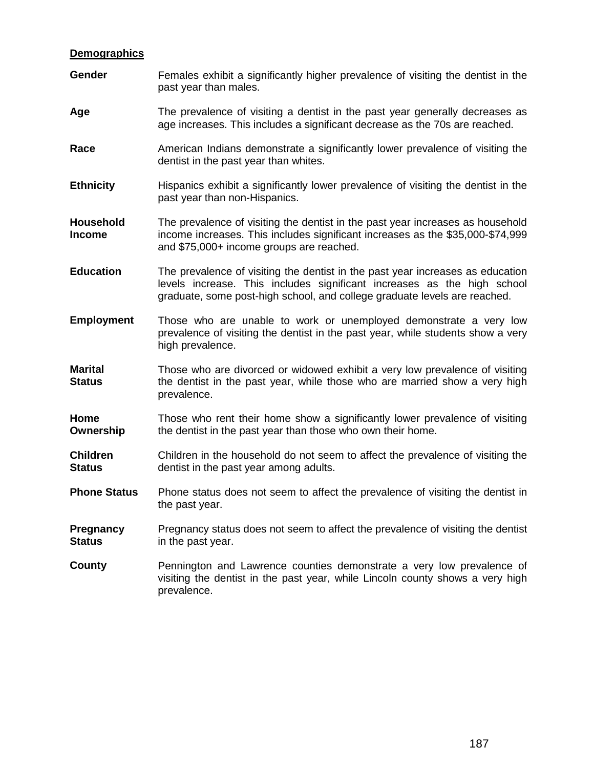## Demographics

**Gender** Females exhibit a significantly higher prevalence of visiting the dentist in the past year than males.

**Age** The prevalence of visiting a dentist in the past year generally decreases as age increases. This includes a significant decrease as the 70s are reached.

**Race** American Indians demonstrate a significantly lower prevalence of visiting the dentist in the past year than whites.

**Ethnicity** Hispanics exhibit a significantly lower prevalence of visiting the dentist in the past year than non-Hispanics.

**Household Income** The prevalence of visiting the dentist in the past year increases as household income increases. This includes significant increases as the $35,000-$74,999 and $75,000+ income groups are reached.

**Education** The prevalence of visiting the dentist in the past year increases as education levels increase. This includes significant increases as the high school graduate, some post-high school, and college graduate levels are reached.

**Employment** Those who are unable to work or unemployed demonstrate a very low prevalence of visiting the dentist in the past year, while students show a very high prevalence.

**Marital Status** Those who are divorced or widowed exhibit a very low prevalence of visiting the dentist in the past year, while those who are married show a very high prevalence.

**Home Ownership** Those who rent their home show a significantly lower prevalence of visiting the dentist in the past year than those who own their home.

**Children Status** Children in the household do not seem to affect the prevalence of visiting the dentist in the past year among adults.

**Phone Status** Phone status does not seem to affect the prevalence of visiting the dentist in the past year.

**Pregnancy Status** Pregnancy status does not seem to affect the prevalence of visiting the dentist in the past year.

**County** Pennington and Lawrence counties demonstrate a very low prevalence of visiting the dentist in the past year, while Lincoln county shows a very high prevalence.